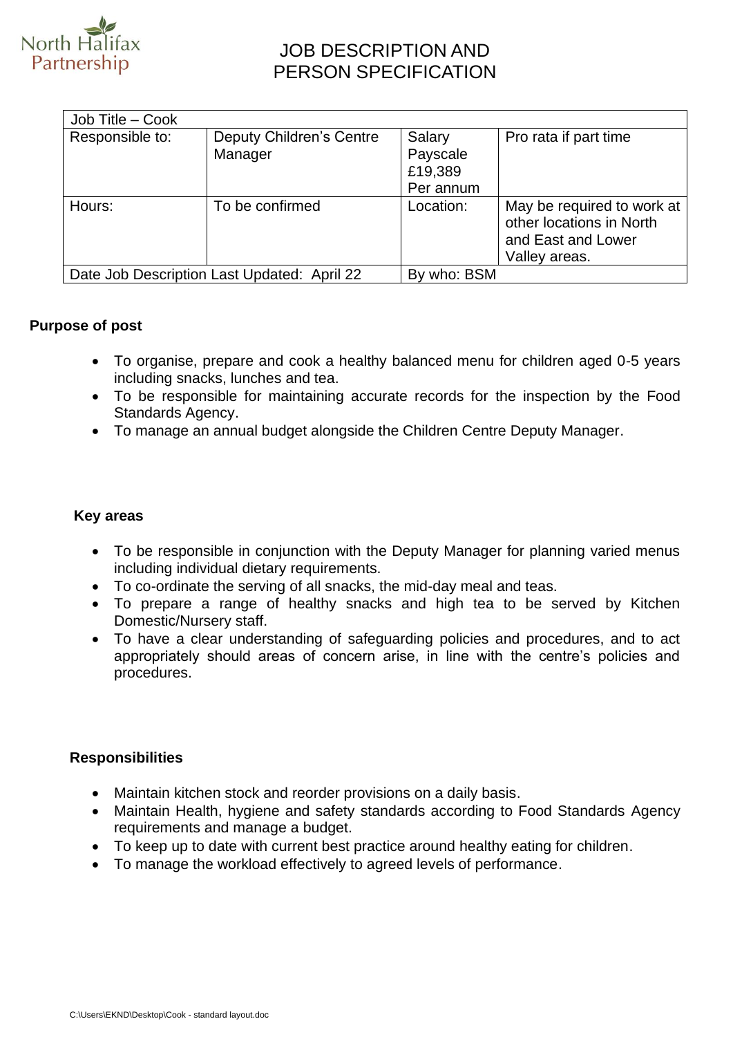North Halifax Partnership

# JOB DESCRIPTION AND PERSON SPECIFICATION

| | | | |
|---|---|---|---|
| Job Title – Cook | | | |
| Responsible to: | Deputy Children's Centre Manager | Salary Payscale £19,389 Per annum | Pro rata if part time |
| Hours: | To be confirmed | Location: | May be required to work at other locations in North and East and Lower Valley areas. |
| Date Job Description Last Updated: April 22 | | By who: BSM | |

**Purpose of post**

- To organise, prepare and cook a healthy balanced menu for children aged 0-5 years including snacks, lunches and tea.
- To be responsible for maintaining accurate records for the inspection by the Food Standards Agency.
- To manage an annual budget alongside the Children Centre Deputy Manager.

**Key areas**

- To be responsible in conjunction with the Deputy Manager for planning varied menus including individual dietary requirements.
- To co-ordinate the serving of all snacks, the mid-day meal and teas.
- To prepare a range of healthy snacks and high tea to be served by Kitchen Domestic/Nursery staff.
- To have a clear understanding of safeguarding policies and procedures, and to act appropriately should areas of concern arise, in line with the centre's policies and procedures.

**Responsibilities**

- Maintain kitchen stock and reorder provisions on a daily basis.
- Maintain Health, hygiene and safety standards according to Food Standards Agency requirements and manage a budget.
- To keep up to date with current best practice around healthy eating for children.
- To manage the workload effectively to agreed levels of performance.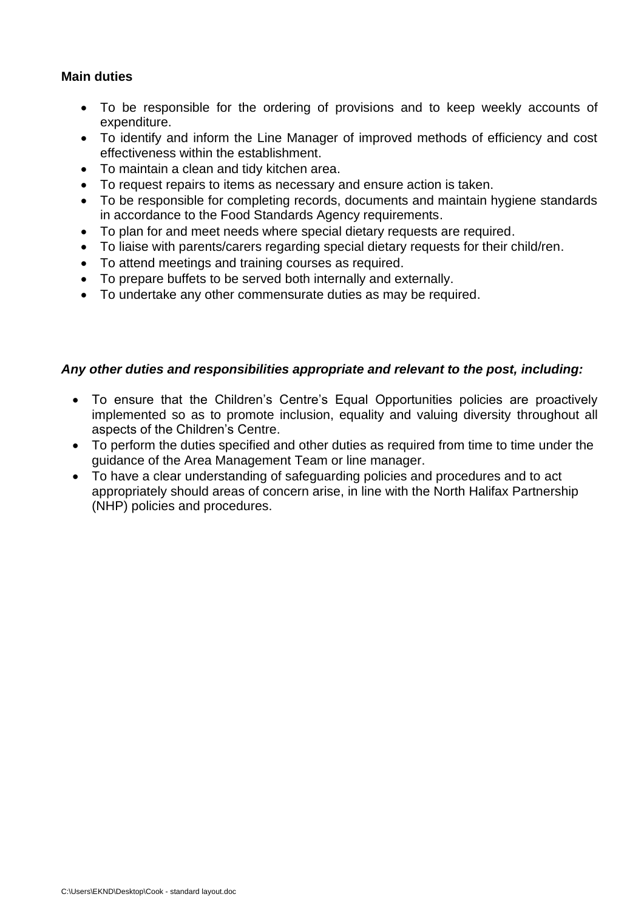**Main duties**

- To be responsible for the ordering of provisions and to keep weekly accounts of expenditure.
- To identify and inform the Line Manager of improved methods of efficiency and cost effectiveness within the establishment.
- To maintain a clean and tidy kitchen area.
- To request repairs to items as necessary and ensure action is taken.
- To be responsible for completing records, documents and maintain hygiene standards in accordance to the Food Standards Agency requirements.
- To plan for and meet needs where special dietary requests are required.
- To liaise with parents/carers regarding special dietary requests for their child/ren.
- To attend meetings and training courses as required.
- To prepare buffets to be served both internally and externally.
- To undertake any other commensurate duties as may be required.

***Any other duties and responsibilities appropriate and relevant to the post, including:***

- To ensure that the Children's Centre's Equal Opportunities policies are proactively implemented so as to promote inclusion, equality and valuing diversity throughout all aspects of the Children's Centre.
- To perform the duties specified and other duties as required from time to time under the guidance of the Area Management Team or line manager.
- To have a clear understanding of safeguarding policies and procedures and to act appropriately should areas of concern arise, in line with the North Halifax Partnership (NHP) policies and procedures.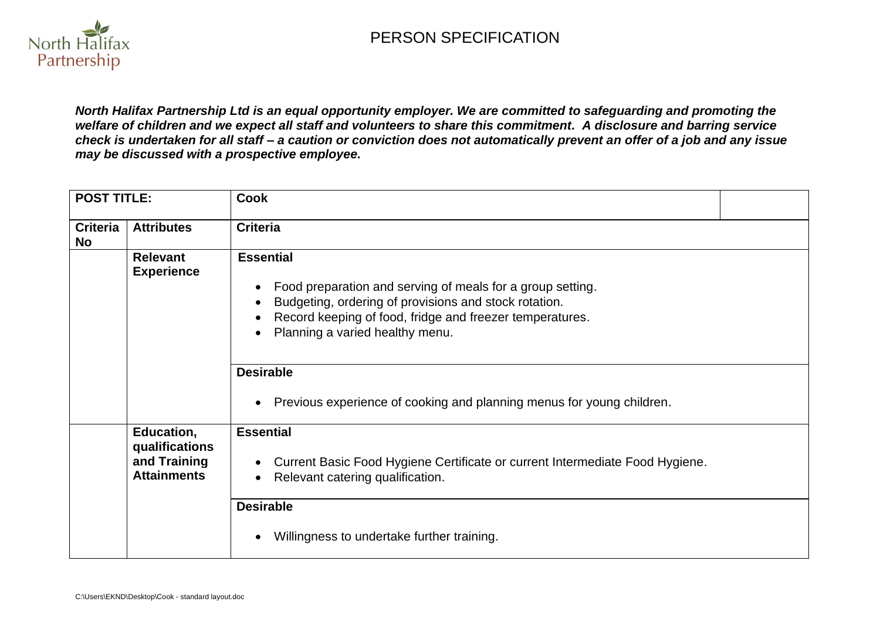# PERSON SPECIFICATION

***North Halifax Partnership Ltd is an equal opportunity employer. We are committed to safeguarding and promoting the welfare of children and we expect all staff and volunteers to share this commitment. A disclosure and barring service check is undertaken for all staff – a caution or conviction does not automatically prevent an offer of a job and any issue may be discussed with a prospective employee.***

| **POST TITLE:** | | **Cook** |
|---|---|---|
| **Criteria No** | **Attributes** | **Criteria** |
| | **Relevant Experience** | **Essential**<br><br>• Food preparation and serving of meals for a group setting.<br>• Budgeting, ordering of provisions and stock rotation.<br>• Record keeping of food, fridge and freezer temperatures.<br>• Planning a varied healthy menu. |
| | | **Desirable**<br><br>• Previous experience of cooking and planning menus for young children. |
| | **Education, qualifications and Training Attainments** | **Essential**<br><br>• Current Basic Food Hygiene Certificate or current Intermediate Food Hygiene.<br>• Relevant catering qualification. |
| | | **Desirable**<br><br>• Willingness to undertake further training. |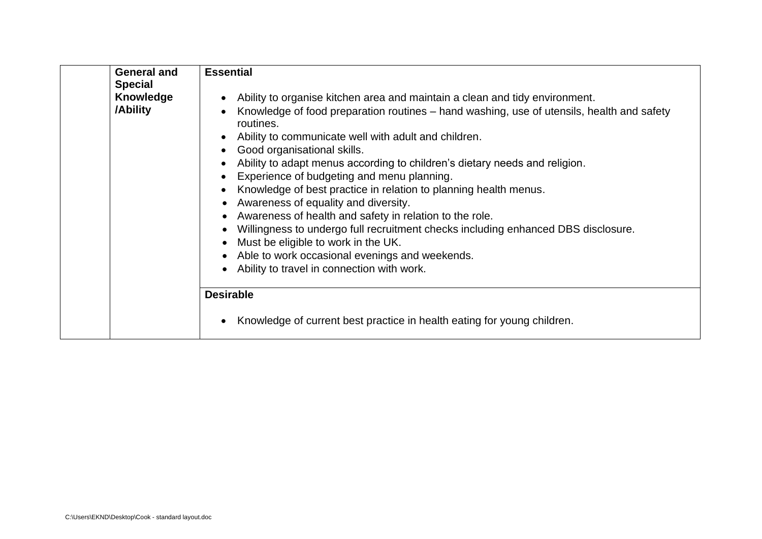| | | |
|---|---|---|
| | **General and Special Knowledge /Ability** | **Essential**<br><br>• Ability to organise kitchen area and maintain a clean and tidy environment.<br>• Knowledge of food preparation routines – hand washing, use of utensils, health and safety routines.<br>• Ability to communicate well with adult and children.<br>• Good organisational skills.<br>• Ability to adapt menus according to children's dietary needs and religion.<br>• Experience of budgeting and menu planning.<br>• Knowledge of best practice in relation to planning health menus.<br>• Awareness of equality and diversity.<br>• Awareness of health and safety in relation to the role.<br>• Willingness to undergo full recruitment checks including enhanced DBS disclosure.<br>• Must be eligible to work in the UK.<br>• Able to work occasional evenings and weekends.<br>• Ability to travel in connection with work. |
| | | **Desirable**<br><br>• Knowledge of current best practice in health eating for young children. |

C:\Users\EKND\Desktop\Cook - standard layout.doc